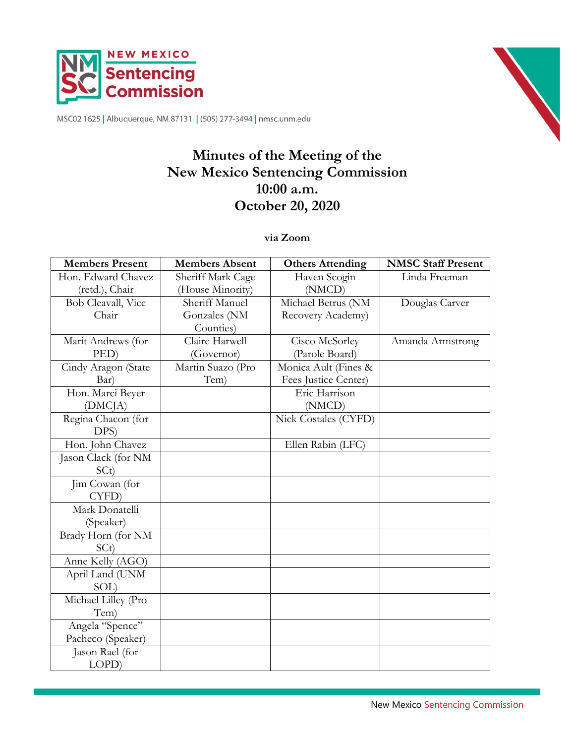NEW MEXICO Sentencing Commission

MSC02 1625 | Albuquerque, NM 87131 | (505) 277-3494 | nmsc.unm.edu

# Minutes of the Meeting of the New Mexico Sentencing Commission 10:00 a.m. October 20, 2020

**via Zoom**

| Members Present | Members Absent | Others Attending | NMSC Staff Present |
|---|---|---|---|
| Hon. Edward Chavez (retd.), Chair | Sheriff Mark Cage (House Minority) | Haven Scogin (NMCD) | Linda Freeman |
| Bob Cleavall, Vice Chair | Sheriff Manuel Gonzales (NM Counties) | Michael Betrus (NM Recovery Academy) | Douglas Carver |
| Marit Andrews (for PED) | Claire Harwell (Governor) | Cisco McSorley (Parole Board) | Amanda Armstrong |
| Cindy Aragon (State Bar) | Martin Suazo (Pro Tem) | Monica Ault (Fines & Fees Justice Center) | |
| Hon. Marci Beyer (DMCJA) | | Eric Harrison (NMCD) | |
| Regina Chacon (for DPS) | | Nick Costales (CYFD) | |
| Hon. John Chavez | | Ellen Rabin (LFC) | |
| Jason Clack (for NM SCt) | | | |
| Jim Cowan (for CYFD) | | | |
| Mark Donatelli (Speaker) | | | |
| Brady Horn (for NM SCt) | | | |
| Anne Kelly (AGO) | | | |
| April Land (UNM SOL) | | | |
| Michael Lilley (Pro Tem) | | | |
| Angela "Spence" Pacheco (Speaker) | | | |
| Jason Rael (for LOPD) | | | |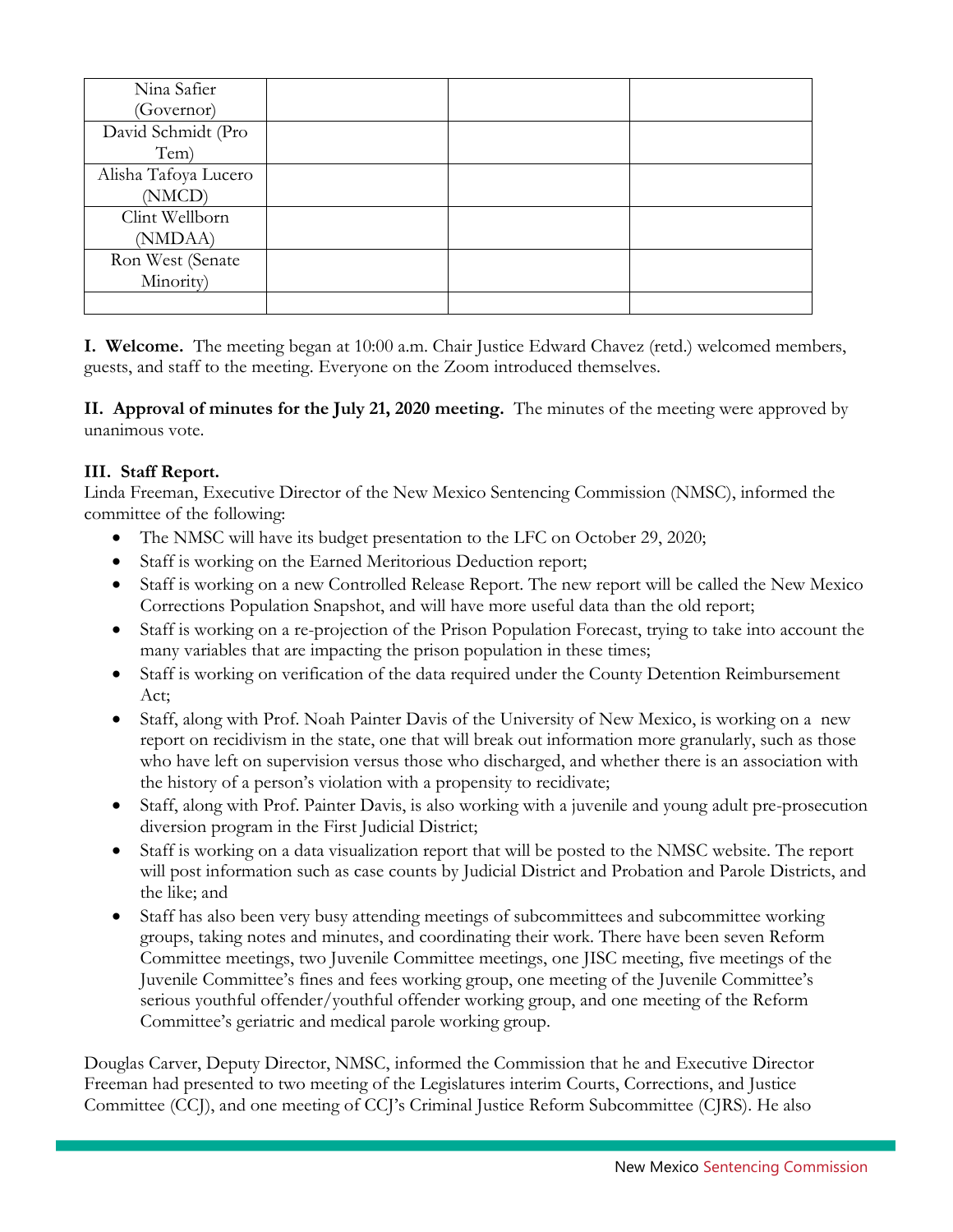| Nina Safier (Governor) | | | |
|---|---|---|---|
| David Schmidt (Pro Tem) | | | |
| Alisha Tafoya Lucero (NMCD) | | | |
| Clint Wellborn (NMDAA) | | | |
| Ron West (Senate Minority) | | | |
| | | | |

**I. Welcome.** The meeting began at 10:00 a.m. Chair Justice Edward Chavez (retd.) welcomed members, guests, and staff to the meeting. Everyone on the Zoom introduced themselves.

**II. Approval of minutes for the July 21, 2020 meeting.** The minutes of the meeting were approved by unanimous vote.

**III. Staff Report.**

Linda Freeman, Executive Director of the New Mexico Sentencing Commission (NMSC), informed the committee of the following:

- The NMSC will have its budget presentation to the LFC on October 29, 2020;
- Staff is working on the Earned Meritorious Deduction report;
- Staff is working on a new Controlled Release Report. The new report will be called the New Mexico Corrections Population Snapshot, and will have more useful data than the old report;
- Staff is working on a re-projection of the Prison Population Forecast, trying to take into account the many variables that are impacting the prison population in these times;
- Staff is working on verification of the data required under the County Detention Reimbursement Act;
- Staff, along with Prof. Noah Painter Davis of the University of New Mexico, is working on a new report on recidivism in the state, one that will break out information more granularly, such as those who have left on supervision versus those who discharged, and whether there is an association with the history of a person's violation with a propensity to recidivate;
- Staff, along with Prof. Painter Davis, is also working with a juvenile and young adult pre-prosecution diversion program in the First Judicial District;
- Staff is working on a data visualization report that will be posted to the NMSC website. The report will post information such as case counts by Judicial District and Probation and Parole Districts, and the like; and
- Staff has also been very busy attending meetings of subcommittees and subcommittee working groups, taking notes and minutes, and coordinating their work. There have been seven Reform Committee meetings, two Juvenile Committee meetings, one JISC meeting, five meetings of the Juvenile Committee's fines and fees working group, one meeting of the Juvenile Committee's serious youthful offender/youthful offender working group, and one meeting of the Reform Committee's geriatric and medical parole working group.

Douglas Carver, Deputy Director, NMSC, informed the Commission that he and Executive Director Freeman had presented to two meeting of the Legislatures interim Courts, Corrections, and Justice Committee (CCJ), and one meeting of CCJ's Criminal Justice Reform Subcommittee (CJRS). He also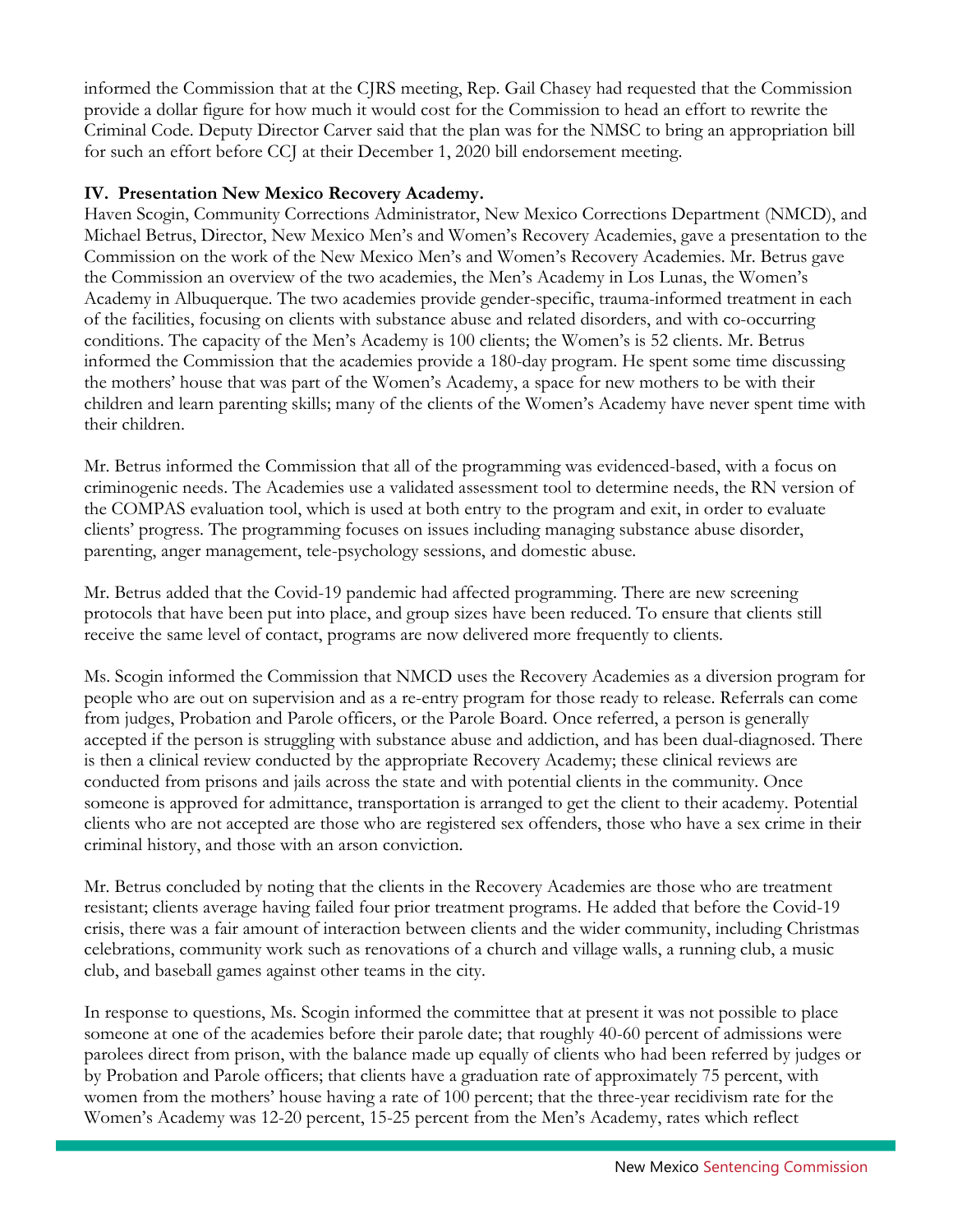informed the Commission that at the CJRS meeting, Rep. Gail Chasey had requested that the Commission provide a dollar figure for how much it would cost for the Commission to head an effort to rewrite the Criminal Code. Deputy Director Carver said that the plan was for the NMSC to bring an appropriation bill for such an effort before CCJ at their December 1, 2020 bill endorsement meeting.

**IV. Presentation New Mexico Recovery Academy.**

Haven Scogin, Community Corrections Administrator, New Mexico Corrections Department (NMCD), and Michael Betrus, Director, New Mexico Men's and Women's Recovery Academies, gave a presentation to the Commission on the work of the New Mexico Men's and Women's Recovery Academies. Mr. Betrus gave the Commission an overview of the two academies, the Men's Academy in Los Lunas, the Women's Academy in Albuquerque. The two academies provide gender-specific, trauma-informed treatment in each of the facilities, focusing on clients with substance abuse and related disorders, and with co-occurring conditions. The capacity of the Men's Academy is 100 clients; the Women's is 52 clients. Mr. Betrus informed the Commission that the academies provide a 180-day program. He spent some time discussing the mothers' house that was part of the Women's Academy, a space for new mothers to be with their children and learn parenting skills; many of the clients of the Women's Academy have never spent time with their children.

Mr. Betrus informed the Commission that all of the programming was evidenced-based, with a focus on criminogenic needs. The Academies use a validated assessment tool to determine needs, the RN version of the COMPAS evaluation tool, which is used at both entry to the program and exit, in order to evaluate clients' progress. The programming focuses on issues including managing substance abuse disorder, parenting, anger management, tele-psychology sessions, and domestic abuse.

Mr. Betrus added that the Covid-19 pandemic had affected programming. There are new screening protocols that have been put into place, and group sizes have been reduced. To ensure that clients still receive the same level of contact, programs are now delivered more frequently to clients.

Ms. Scogin informed the Commission that NMCD uses the Recovery Academies as a diversion program for people who are out on supervision and as a re-entry program for those ready to release. Referrals can come from judges, Probation and Parole officers, or the Parole Board. Once referred, a person is generally accepted if the person is struggling with substance abuse and addiction, and has been dual-diagnosed. There is then a clinical review conducted by the appropriate Recovery Academy; these clinical reviews are conducted from prisons and jails across the state and with potential clients in the community. Once someone is approved for admittance, transportation is arranged to get the client to their academy. Potential clients who are not accepted are those who are registered sex offenders, those who have a sex crime in their criminal history, and those with an arson conviction.

Mr. Betrus concluded by noting that the clients in the Recovery Academies are those who are treatment resistant; clients average having failed four prior treatment programs. He added that before the Covid-19 crisis, there was a fair amount of interaction between clients and the wider community, including Christmas celebrations, community work such as renovations of a church and village walls, a running club, a music club, and baseball games against other teams in the city.

In response to questions, Ms. Scogin informed the committee that at present it was not possible to place someone at one of the academies before their parole date; that roughly 40-60 percent of admissions were parolees direct from prison, with the balance made up equally of clients who had been referred by judges or by Probation and Parole officers; that clients have a graduation rate of approximately 75 percent, with women from the mothers' house having a rate of 100 percent; that the three-year recidivism rate for the Women's Academy was 12-20 percent, 15-25 percent from the Men's Academy, rates which reflect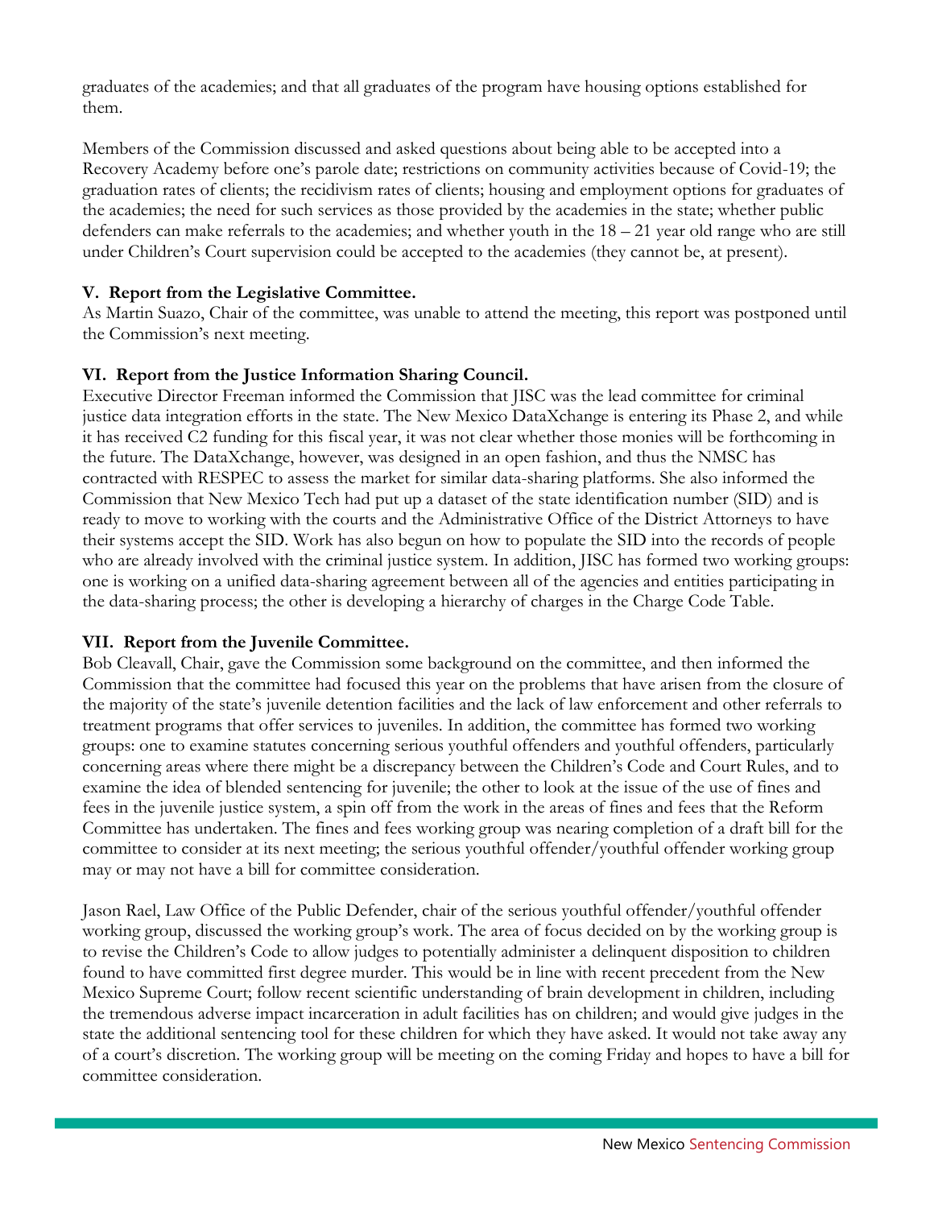graduates of the academies; and that all graduates of the program have housing options established for them.

Members of the Commission discussed and asked questions about being able to be accepted into a Recovery Academy before one's parole date; restrictions on community activities because of Covid-19; the graduation rates of clients; the recidivism rates of clients; housing and employment options for graduates of the academies; the need for such services as those provided by the academies in the state; whether public defenders can make referrals to the academies; and whether youth in the 18 – 21 year old range who are still under Children's Court supervision could be accepted to the academies (they cannot be, at present).

**V. Report from the Legislative Committee.**
As Martin Suazo, Chair of the committee, was unable to attend the meeting, this report was postponed until the Commission's next meeting.

**VI. Report from the Justice Information Sharing Council.**
Executive Director Freeman informed the Commission that JISC was the lead committee for criminal justice data integration efforts in the state. The New Mexico DataXchange is entering its Phase 2, and while it has received C2 funding for this fiscal year, it was not clear whether those monies will be forthcoming in the future. The DataXchange, however, was designed in an open fashion, and thus the NMSC has contracted with RESPEC to assess the market for similar data-sharing platforms. She also informed the Commission that New Mexico Tech had put up a dataset of the state identification number (SID) and is ready to move to working with the courts and the Administrative Office of the District Attorneys to have their systems accept the SID. Work has also begun on how to populate the SID into the records of people who are already involved with the criminal justice system. In addition, JISC has formed two working groups: one is working on a unified data-sharing agreement between all of the agencies and entities participating in the data-sharing process; the other is developing a hierarchy of charges in the Charge Code Table.

**VII. Report from the Juvenile Committee.**
Bob Cleavall, Chair, gave the Commission some background on the committee, and then informed the Commission that the committee had focused this year on the problems that have arisen from the closure of the majority of the state's juvenile detention facilities and the lack of law enforcement and other referrals to treatment programs that offer services to juveniles. In addition, the committee has formed two working groups: one to examine statutes concerning serious youthful offenders and youthful offenders, particularly concerning areas where there might be a discrepancy between the Children's Code and Court Rules, and to examine the idea of blended sentencing for juvenile; the other to look at the issue of the use of fines and fees in the juvenile justice system, a spin off from the work in the areas of fines and fees that the Reform Committee has undertaken. The fines and fees working group was nearing completion of a draft bill for the committee to consider at its next meeting; the serious youthful offender/youthful offender working group may or may not have a bill for committee consideration.

Jason Rael, Law Office of the Public Defender, chair of the serious youthful offender/youthful offender working group, discussed the working group's work. The area of focus decided on by the working group is to revise the Children's Code to allow judges to potentially administer a delinquent disposition to children found to have committed first degree murder. This would be in line with recent precedent from the New Mexico Supreme Court; follow recent scientific understanding of brain development in children, including the tremendous adverse impact incarceration in adult facilities has on children; and would give judges in the state the additional sentencing tool for these children for which they have asked. It would not take away any of a court's discretion. The working group will be meeting on the coming Friday and hopes to have a bill for committee consideration.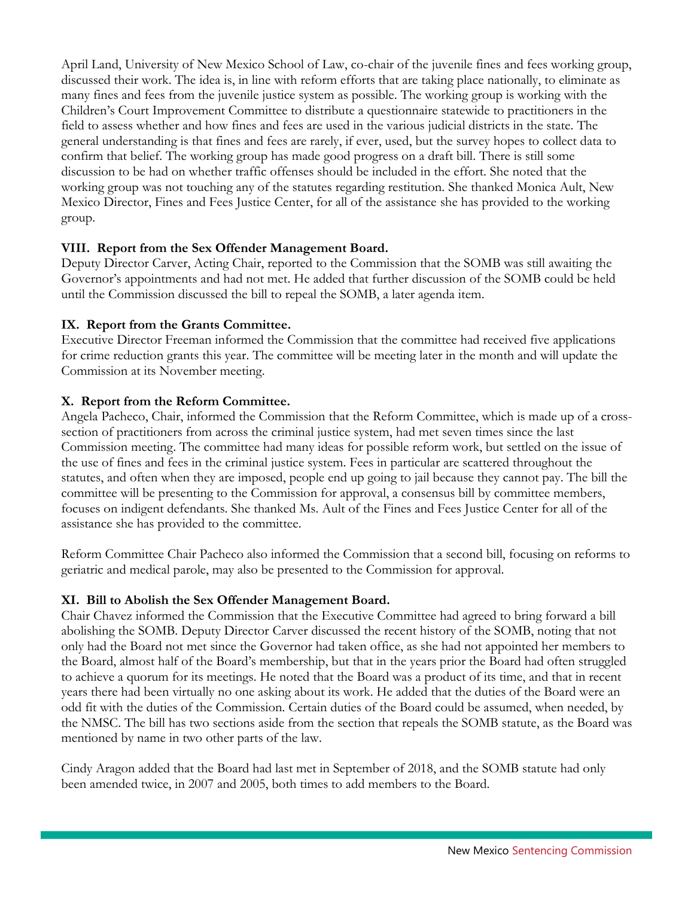April Land, University of New Mexico School of Law, co-chair of the juvenile fines and fees working group, discussed their work. The idea is, in line with reform efforts that are taking place nationally, to eliminate as many fines and fees from the juvenile justice system as possible. The working group is working with the Children's Court Improvement Committee to distribute a questionnaire statewide to practitioners in the field to assess whether and how fines and fees are used in the various judicial districts in the state. The general understanding is that fines and fees are rarely, if ever, used, but the survey hopes to collect data to confirm that belief. The working group has made good progress on a draft bill. There is still some discussion to be had on whether traffic offenses should be included in the effort. She noted that the working group was not touching any of the statutes regarding restitution. She thanked Monica Ault, New Mexico Director, Fines and Fees Justice Center, for all of the assistance she has provided to the working group.

**VIII. Report from the Sex Offender Management Board.**

Deputy Director Carver, Acting Chair, reported to the Commission that the SOMB was still awaiting the Governor's appointments and had not met. He added that further discussion of the SOMB could be held until the Commission discussed the bill to repeal the SOMB, a later agenda item.

**IX. Report from the Grants Committee.**

Executive Director Freeman informed the Commission that the committee had received five applications for crime reduction grants this year. The committee will be meeting later in the month and will update the Commission at its November meeting.

**X. Report from the Reform Committee.**

Angela Pacheco, Chair, informed the Commission that the Reform Committee, which is made up of a cross-section of practitioners from across the criminal justice system, had met seven times since the last Commission meeting. The committee had many ideas for possible reform work, but settled on the issue of the use of fines and fees in the criminal justice system. Fees in particular are scattered throughout the statutes, and often when they are imposed, people end up going to jail because they cannot pay. The bill the committee will be presenting to the Commission for approval, a consensus bill by committee members, focuses on indigent defendants. She thanked Ms. Ault of the Fines and Fees Justice Center for all of the assistance she has provided to the committee.

Reform Committee Chair Pacheco also informed the Commission that a second bill, focusing on reforms to geriatric and medical parole, may also be presented to the Commission for approval.

**XI. Bill to Abolish the Sex Offender Management Board.**

Chair Chavez informed the Commission that the Executive Committee had agreed to bring forward a bill abolishing the SOMB. Deputy Director Carver discussed the recent history of the SOMB, noting that not only had the Board not met since the Governor had taken office, as she had not appointed her members to the Board, almost half of the Board's membership, but that in the years prior the Board had often struggled to achieve a quorum for its meetings. He noted that the Board was a product of its time, and that in recent years there had been virtually no one asking about its work. He added that the duties of the Board were an odd fit with the duties of the Commission. Certain duties of the Board could be assumed, when needed, by the NMSC. The bill has two sections aside from the section that repeals the SOMB statute, as the Board was mentioned by name in two other parts of the law.

Cindy Aragon added that the Board had last met in September of 2018, and the SOMB statute had only been amended twice, in 2007 and 2005, both times to add members to the Board.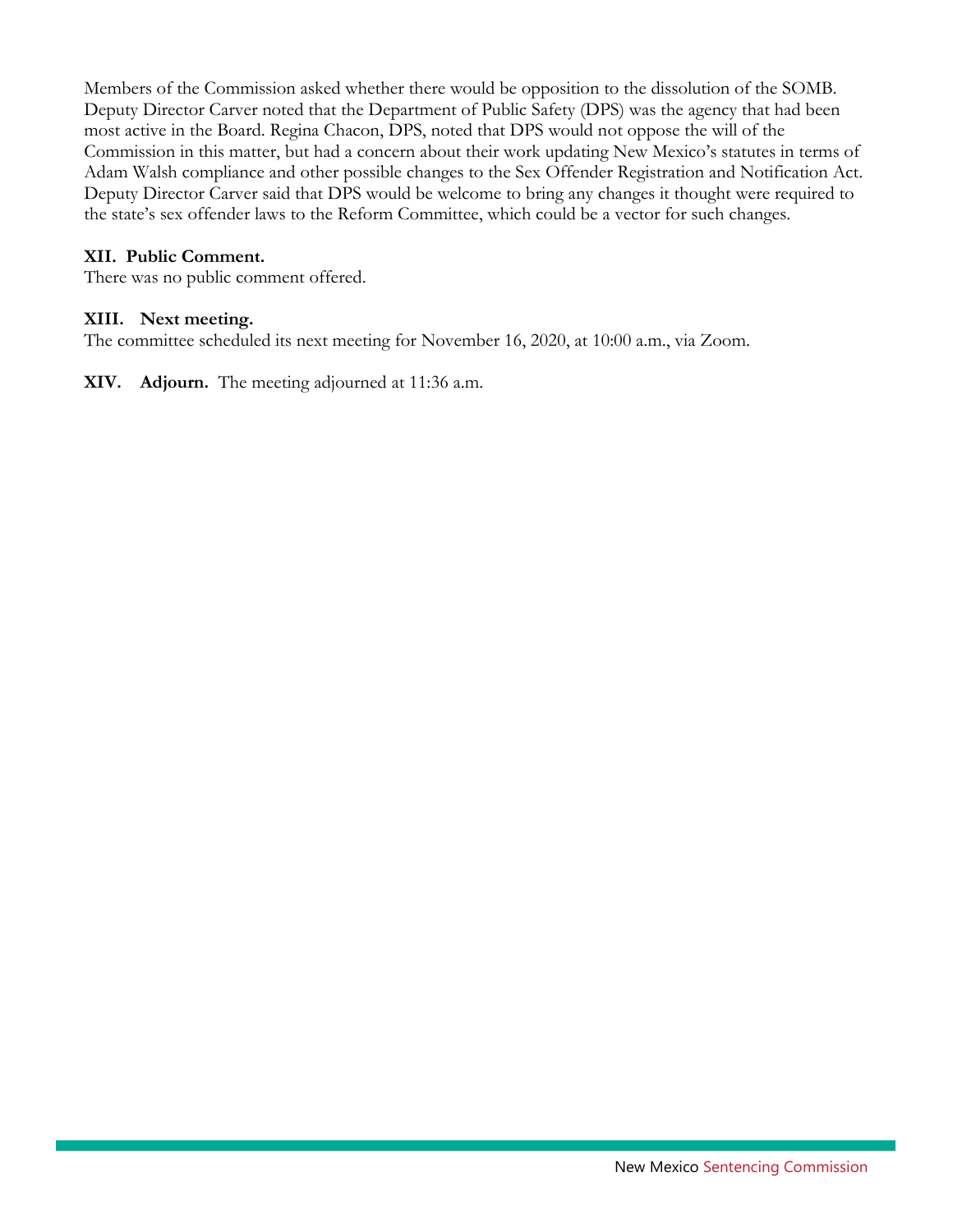Members of the Commission asked whether there would be opposition to the dissolution of the SOMB. Deputy Director Carver noted that the Department of Public Safety (DPS) was the agency that had been most active in the Board. Regina Chacon, DPS, noted that DPS would not oppose the will of the Commission in this matter, but had a concern about their work updating New Mexico's statutes in terms of Adam Walsh compliance and other possible changes to the Sex Offender Registration and Notification Act. Deputy Director Carver said that DPS would be welcome to bring any changes it thought were required to the state's sex offender laws to the Reform Committee, which could be a vector for such changes.

**XII. Public Comment.**
There was no public comment offered.

**XIII. Next meeting.**
The committee scheduled its next meeting for November 16, 2020, at 10:00 a.m., via Zoom.

**XIV. Adjourn.** The meeting adjourned at 11:36 a.m.